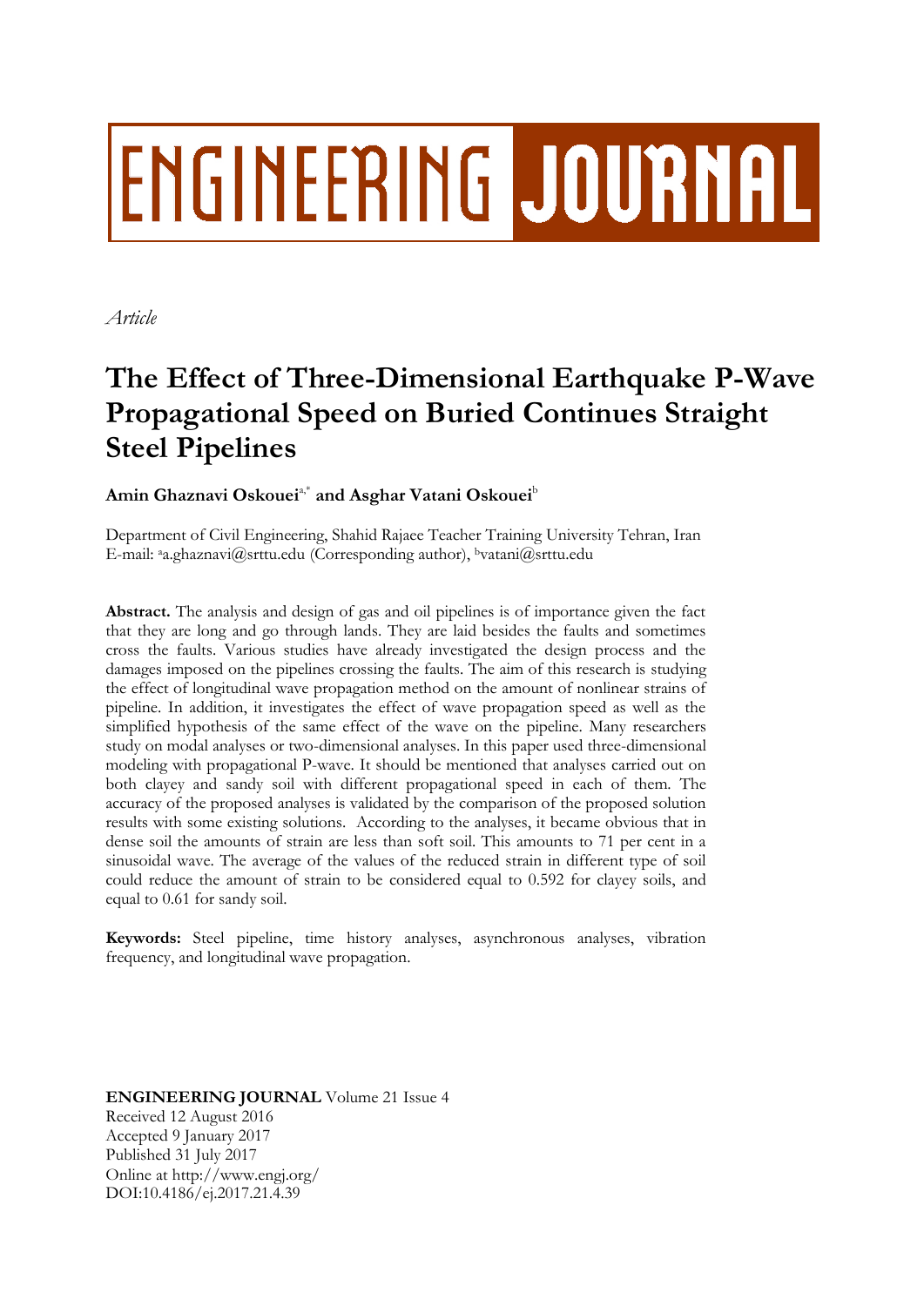# ENGINEERING JOURNAL

*Article*

# The Effect of Three-Dimensional Earthquake P-Wave Propagational Speed on Buried Continues Straight Steel Pipelines

**Amin Ghaznavi Oskouei**[a,*] **and Asghar Vatani Oskouei**[b]

Department of Civil Engineering, Shahid Rajaee Teacher Training University Tehran, Iran
E-mail: [a]a.ghaznavi@srttu.edu (Corresponding author), [b]vatani@srttu.edu

**Abstract.** The analysis and design of gas and oil pipelines is of importance given the fact that they are long and go through lands. They are laid besides the faults and sometimes cross the faults. Various studies have already investigated the design process and the damages imposed on the pipelines crossing the faults. The aim of this research is studying the effect of longitudinal wave propagation method on the amount of nonlinear strains of pipeline. In addition, it investigates the effect of wave propagation speed as well as the simplified hypothesis of the same effect of the wave on the pipeline. Many researchers study on modal analyses or two-dimensional analyses. In this paper used three-dimensional modeling with propagational P-wave. It should be mentioned that analyses carried out on both clayey and sandy soil with different propagational speed in each of them. The accuracy of the proposed analyses is validated by the comparison of the proposed solution results with some existing solutions. According to the analyses, it became obvious that in dense soil the amounts of strain are less than soft soil. This amounts to 71 per cent in a sinusoidal wave. The average of the values of the reduced strain in different type of soil could reduce the amount of strain to be considered equal to 0.592 for clayey soils, and equal to 0.61 for sandy soil.

**Keywords:** Steel pipeline, time history analyses, asynchronous analyses, vibration frequency, and longitudinal wave propagation.

**ENGINEERING JOURNAL** Volume 21 Issue 4
Received 12 August 2016
Accepted 9 January 2017
Published 31 July 2017
Online at http://www.engj.org/
DOI:10.4186/ej.2017.21.4.39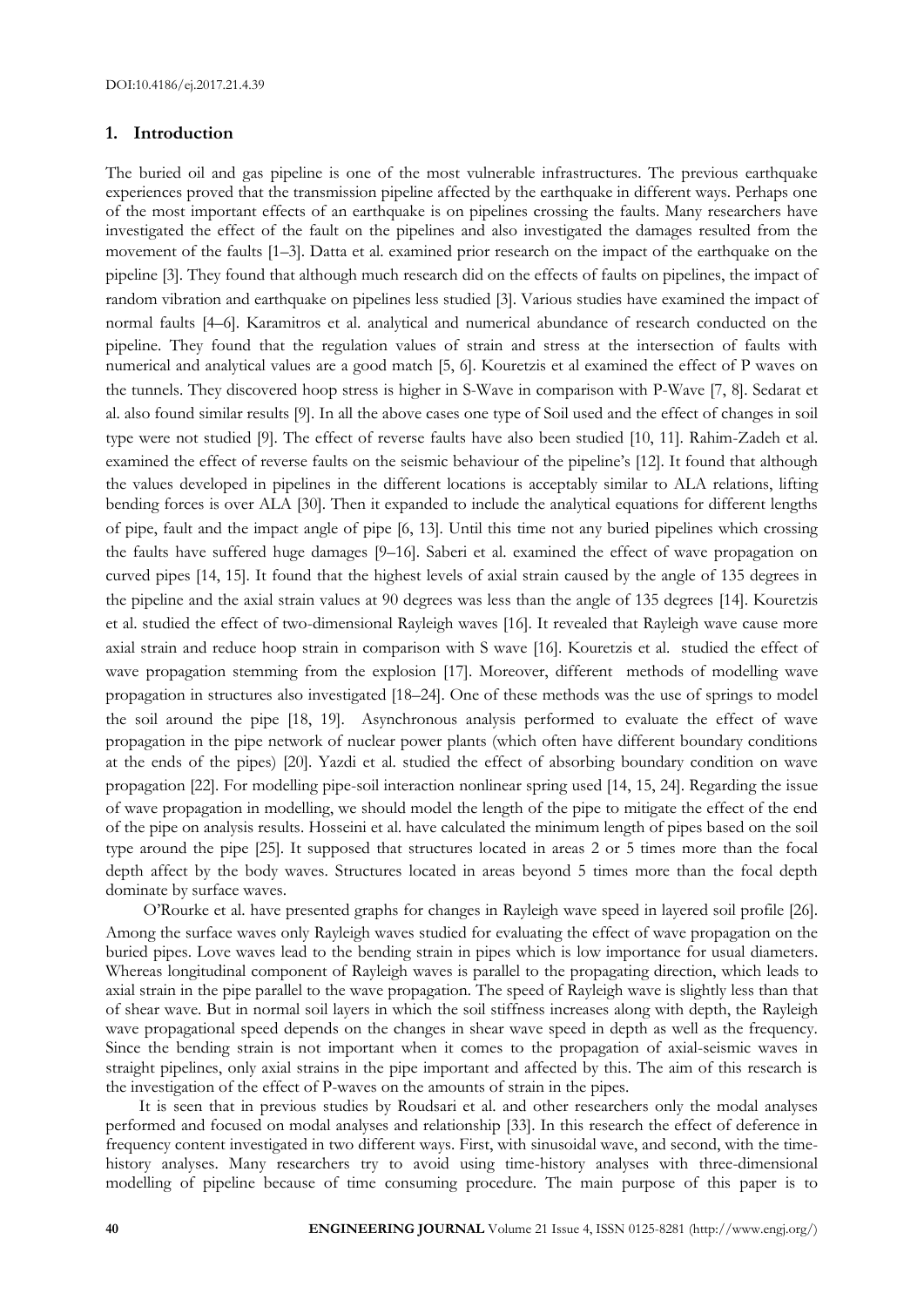## 1. Introduction

The buried oil and gas pipeline is one of the most vulnerable infrastructures. The previous earthquake experiences proved that the transmission pipeline affected by the earthquake in different ways. Perhaps one of the most important effects of an earthquake is on pipelines crossing the faults. Many researchers have investigated the effect of the fault on the pipelines and also investigated the damages resulted from the movement of the faults [1–3]. Datta et al. examined prior research on the impact of the earthquake on the pipeline [3]. They found that although much research did on the effects of faults on pipelines, the impact of random vibration and earthquake on pipelines less studied [3]. Various studies have examined the impact of normal faults [4–6]. Karamitros et al. analytical and numerical abundance of research conducted on the pipeline. They found that the regulation values of strain and stress at the intersection of faults with numerical and analytical values are a good match [5, 6]. Kouretzis et al examined the effect of P waves on the tunnels. They discovered hoop stress is higher in S-Wave in comparison with P-Wave [7, 8]. Sedarat et al. also found similar results [9]. In all the above cases one type of Soil used and the effect of changes in soil type were not studied [9]. The effect of reverse faults have also been studied [10, 11]. Rahim-Zadeh et al. examined the effect of reverse faults on the seismic behaviour of the pipeline's [12]. It found that although the values developed in pipelines in the different locations is acceptably similar to ALA relations, lifting bending forces is over ALA [30]. Then it expanded to include the analytical equations for different lengths of pipe, fault and the impact angle of pipe [6, 13]. Until this time not any buried pipelines which crossing the faults have suffered huge damages [9–16]. Saberi et al. examined the effect of wave propagation on curved pipes [14, 15]. It found that the highest levels of axial strain caused by the angle of 135 degrees in the pipeline and the axial strain values at 90 degrees was less than the angle of 135 degrees [14]. Kouretzis et al. studied the effect of two-dimensional Rayleigh waves [16]. It revealed that Rayleigh wave cause more axial strain and reduce hoop strain in comparison with S wave [16]. Kouretzis et al. studied the effect of wave propagation stemming from the explosion [17]. Moreover, different methods of modelling wave propagation in structures also investigated [18–24]. One of these methods was the use of springs to model the soil around the pipe [18, 19]. Asynchronous analysis performed to evaluate the effect of wave propagation in the pipe network of nuclear power plants (which often have different boundary conditions at the ends of the pipes) [20]. Yazdi et al. studied the effect of absorbing boundary condition on wave propagation [22]. For modelling pipe-soil interaction nonlinear spring used [14, 15, 24]. Regarding the issue of wave propagation in modelling, we should model the length of the pipe to mitigate the effect of the end of the pipe on analysis results. Hosseini et al. have calculated the minimum length of pipes based on the soil type around the pipe [25]. It supposed that structures located in areas 2 or 5 times more than the focal depth affect by the body waves. Structures located in areas beyond 5 times more than the focal depth dominate by surface waves.

O'Rourke et al. have presented graphs for changes in Rayleigh wave speed in layered soil profile [26]. Among the surface waves only Rayleigh waves studied for evaluating the effect of wave propagation on the buried pipes. Love waves lead to the bending strain in pipes which is low importance for usual diameters. Whereas longitudinal component of Rayleigh waves is parallel to the propagating direction, which leads to axial strain in the pipe parallel to the wave propagation. The speed of Rayleigh wave is slightly less than that of shear wave. But in normal soil layers in which the soil stiffness increases along with depth, the Rayleigh wave propagational speed depends on the changes in shear wave speed in depth as well as the frequency. Since the bending strain is not important when it comes to the propagation of axial-seismic waves in straight pipelines, only axial strains in the pipe important and affected by this. The aim of this research is the investigation of the effect of P-waves on the amounts of strain in the pipes.

It is seen that in previous studies by Roudsari et al. and other researchers only the modal analyses performed and focused on modal analyses and relationship [33]. In this research the effect of deference in frequency content investigated in two different ways. First, with sinusoidal wave, and second, with the time-history analyses. Many researchers try to avoid using time-history analyses with three-dimensional modelling of pipeline because of time consuming procedure. The main purpose of this paper is to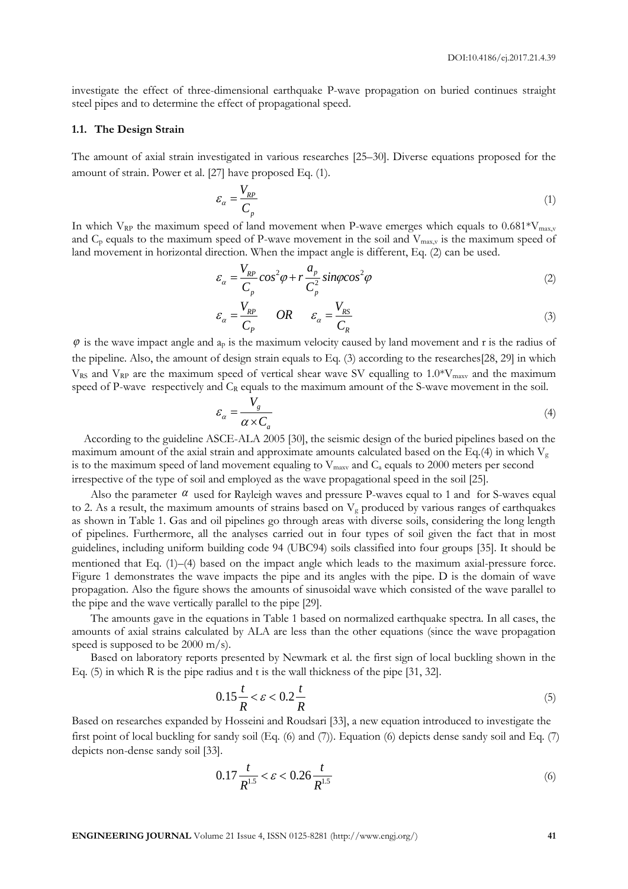investigate the effect of three-dimensional earthquake P-wave propagation on buried continues straight steel pipes and to determine the effect of propagational speed.

### 1.1. The Design Strain

The amount of axial strain investigated in various researches [25–30]. Diverse equations proposed for the amount of strain. Power et al. [27] have proposed Eq. (1).

$$\varepsilon_{\alpha} = \frac{V_{RP}}{C_p} \tag{1}$$

In which $V_{RP}$ the maximum speed of land movement when P-wave emerges which equals to $0.681*V_{max,v}$ and $C_p$ equals to the maximum speed of P-wave movement in the soil and $V_{max,v}$ is the maximum speed of land movement in horizontal direction. When the impact angle is different, Eq. (2) can be used.

$$\varepsilon_{\alpha} = \frac{V_{RP}}{C_p} cos^2\varphi + r\frac{a_p}{C_p^2} sin\varphi cos^2\varphi \tag{2}$$

$$\varepsilon_{\alpha} = \frac{V_{RP}}{C_P} \quad OR \quad \varepsilon_{\alpha} = \frac{V_{RS}}{C_R} \tag{3}$$

$\varphi$ is the wave impact angle and $a_p$ is the maximum velocity caused by land movement and r is the radius of the pipeline. Also, the amount of design strain equals to Eq. (3) according to the researches[28, 29] in which $V_{RS}$ and $V_{RP}$ are the maximum speed of vertical shear wave SV equalling to $1.0*V_{maxv}$ and the maximum speed of P-wave respectively and $C_R$ equals to the maximum amount of the S-wave movement in the soil.

$$\varepsilon_{\alpha} = \frac{V_g}{\alpha \times C_a} \tag{4}$$

According to the guideline ASCE-ALA 2005 [30], the seismic design of the buried pipelines based on the maximum amount of the axial strain and approximate amounts calculated based on the Eq.(4) in which $V_g$ is to the maximum speed of land movement equaling to $V_{maxv}$ and $C_a$ equals to 2000 meters per second irrespective of the type of soil and employed as the wave propagational speed in the soil [25].

Also the parameter $\alpha$ used for Rayleigh waves and pressure P-waves equal to 1 and for S-waves equal to 2. As a result, the maximum amounts of strains based on $V_g$ produced by various ranges of earthquakes as shown in Table 1. Gas and oil pipelines go through areas with diverse soils, considering the long length of pipelines. Furthermore, all the analyses carried out in four types of soil given the fact that in most guidelines, including uniform building code 94 (UBC94) soils classified into four groups [35]. It should be mentioned that Eq. (1)–(4) based on the impact angle which leads to the maximum axial-pressure force. Figure 1 demonstrates the wave impacts the pipe and its angles with the pipe. D is the domain of wave propagation. Also the figure shows the amounts of sinusoidal wave which consisted of the wave parallel to the pipe and the wave vertically parallel to the pipe [29].

The amounts gave in the equations in Table 1 based on normalized earthquake spectra. In all cases, the amounts of axial strains calculated by ALA are less than the other equations (since the wave propagation speed is supposed to be 2000 m/s).

Based on laboratory reports presented by Newmark et al. the first sign of local buckling shown in the Eq. (5) in which R is the pipe radius and t is the wall thickness of the pipe [31, 32].

$$0.15\frac{t}{R} < \varepsilon < 0.2\frac{t}{R} \tag{5}$$

Based on researches expanded by Hosseini and Roudsari [33], a new equation introduced to investigate the first point of local buckling for sandy soil (Eq. (6) and (7)). Equation (6) depicts dense sandy soil and Eq. (7) depicts non-dense sandy soil [33].

$$0.17\frac{t}{R^{1.5}} < \varepsilon < 0.26\frac{t}{R^{1.5}} \tag{6}$$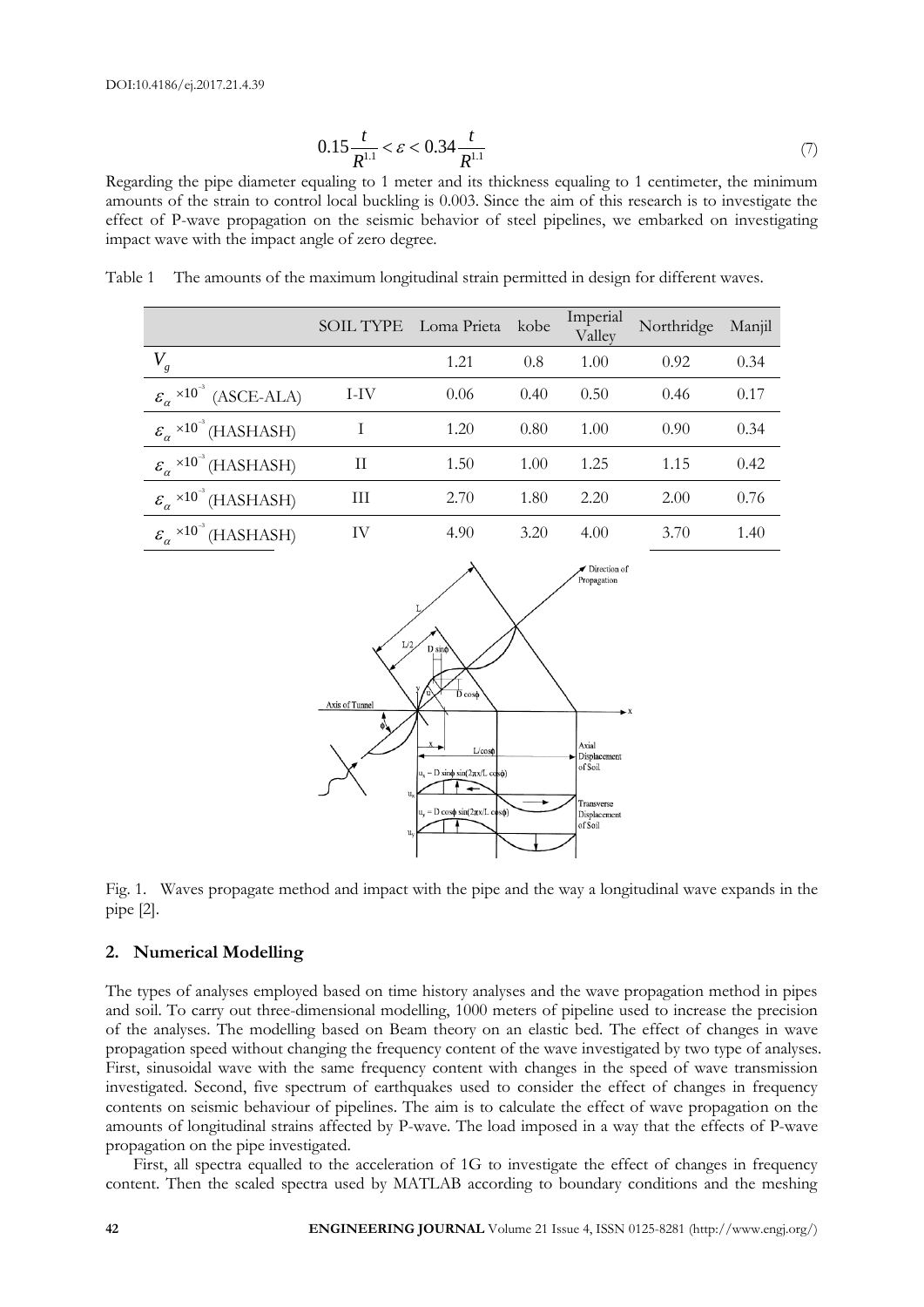$$0.15\frac{t}{R^{1.1}} < \varepsilon < 0.34\frac{t}{R^{1.1}} \tag{7}$$

Regarding the pipe diameter equaling to 1 meter and its thickness equaling to 1 centimeter, the minimum amounts of the strain to control local buckling is 0.003. Since the aim of this research is to investigate the effect of P-wave propagation on the seismic behavior of steel pipelines, we embarked on investigating impact wave with the impact angle of zero degree.

Table 1 The amounts of the maximum longitudinal strain permitted in design for different waves.

| | SOIL TYPE | Loma Prieta | kobe | Imperial Valley | Northridge | Manjil |
|---|---|---|---|---|---|---|
| $V_g$ | | 1.21 | 0.8 | 1.00 | 0.92 | 0.34 |
| $\varepsilon_\alpha \times 10^{-3}$ (ASCE-ALA) | I-IV | 0.06 | 0.40 | 0.50 | 0.46 | 0.17 |
| $\varepsilon_\alpha \times 10^{-3}$ (HASHASH) | I | 1.20 | 0.80 | 1.00 | 0.90 | 0.34 |
| $\varepsilon_\alpha \times 10^{-3}$ (HASHASH) | II | 1.50 | 1.00 | 1.25 | 1.15 | 0.42 |
| $\varepsilon_\alpha \times 10^{-3}$ (HASHASH) | III | 2.70 | 1.80 | 2.20 | 2.00 | 0.76 |
| $\varepsilon_\alpha \times 10^{-3}$ (HASHASH) | IV | 4.90 | 3.20 | 4.00 | 3.70 | 1.40 |

Fig. 1. Waves propagate method and impact with the pipe and the way a longitudinal wave expands in the pipe [2].

## 2. Numerical Modelling

The types of analyses employed based on time history analyses and the wave propagation method in pipes and soil. To carry out three-dimensional modelling, 1000 meters of pipeline used to increase the precision of the analyses. The modelling based on Beam theory on an elastic bed. The effect of changes in wave propagation speed without changing the frequency content of the wave investigated by two type of analyses. First, sinusoidal wave with the same frequency content with changes in the speed of wave transmission investigated. Second, five spectrum of earthquakes used to consider the effect of changes in frequency contents on seismic behaviour of pipelines. The aim is to calculate the effect of wave propagation on the amounts of longitudinal strains affected by P-wave. The load imposed in a way that the effects of P-wave propagation on the pipe investigated.

First, all spectra equalled to the acceleration of 1G to investigate the effect of changes in frequency content. Then the scaled spectra used by MATLAB according to boundary conditions and the meshing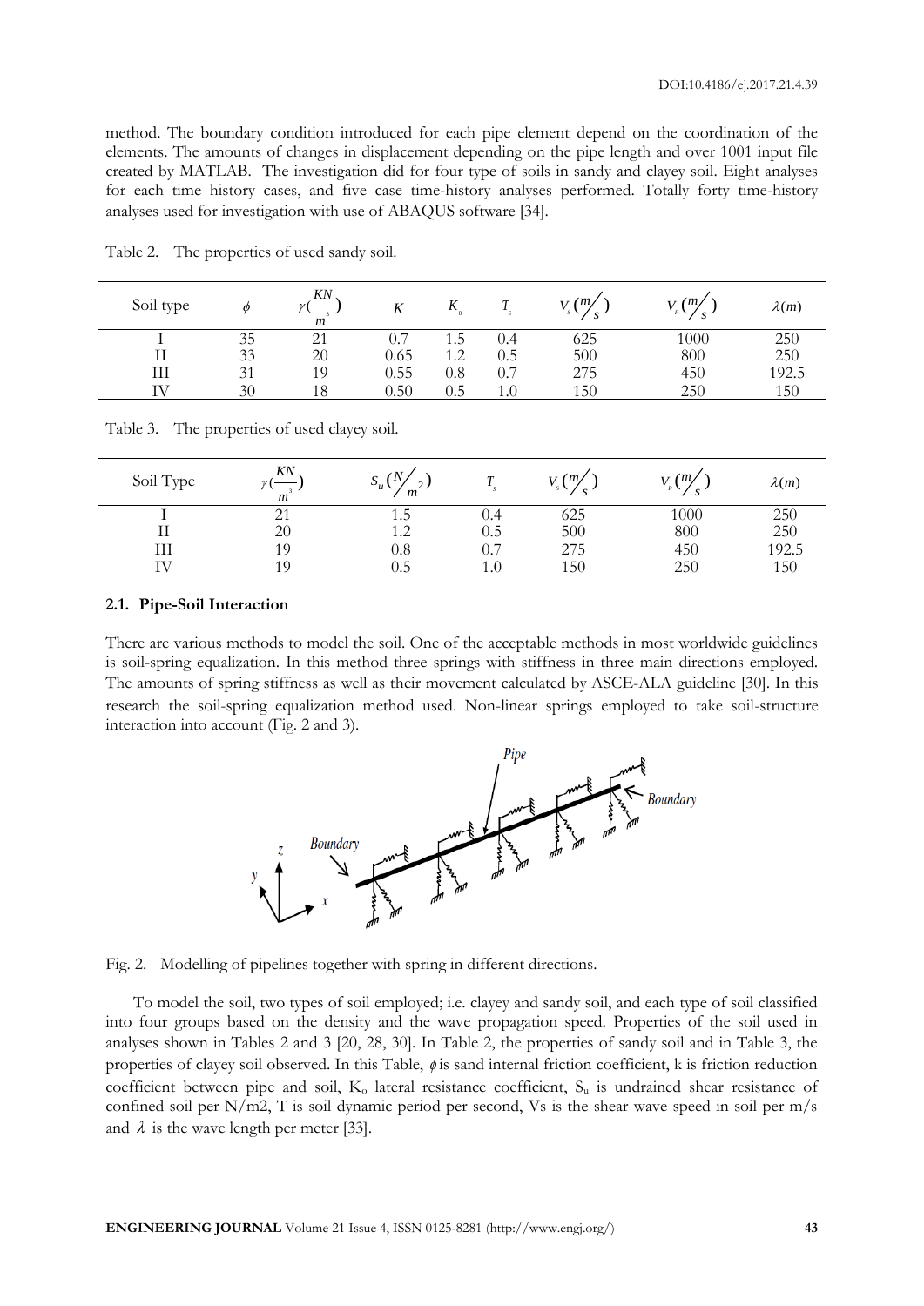method. The boundary condition introduced for each pipe element depend on the coordination of the elements. The amounts of changes in displacement depending on the pipe length and over 1001 input file created by MATLAB. The investigation did for four type of soils in sandy and clayey soil. Eight analyses for each time history cases, and five case time-history analyses performed. Totally forty time-history analyses used for investigation with use of ABAQUS software [34].

Table 2. The properties of used sandy soil.

| Soil type | $\phi$ | $\gamma(\frac{KN}{m^3})$ | $K$ | $K_0$ | $T_s$ | $V_s(m/s)$ | $V_p(m/s)$ | $\lambda(m)$ |
|---|---|---|---|---|---|---|---|---|
| I | 35 | 21 | 0.7 | 1.5 | 0.4 | 625 | 1000 | 250 |
| II | 33 | 20 | 0.65 | 1.2 | 0.5 | 500 | 800 | 250 |
| III | 31 | 19 | 0.55 | 0.8 | 0.7 | 275 | 450 | 192.5 |
| IV | 30 | 18 | 0.50 | 0.5 | 1.0 | 150 | 250 | 150 |

Table 3. The properties of used clayey soil.

| Soil Type | $\gamma(\frac{KN}{m^3})$ | $S_u(N/m^2)$ | $T_s$ | $V_s(m/s)$ | $V_p(m/s)$ | $\lambda(m)$ |
|---|---|---|---|---|---|---|
| I | 21 | 1.5 | 0.4 | 625 | 1000 | 250 |
| II | 20 | 1.2 | 0.5 | 500 | 800 | 250 |
| III | 19 | 0.8 | 0.7 | 275 | 450 | 192.5 |
| IV | 19 | 0.5 | 1.0 | 150 | 250 | 150 |

### 2.1. Pipe-Soil Interaction

There are various methods to model the soil. One of the acceptable methods in most worldwide guidelines is soil-spring equalization. In this method three springs with stiffness in three main directions employed. The amounts of spring stiffness as well as their movement calculated by ASCE-ALA guideline [30]. In this research the soil-spring equalization method used. Non-linear springs employed to take soil-structure interaction into account (Fig. 2 and 3).

Fig. 2. Modelling of pipelines together with spring in different directions.

To model the soil, two types of soil employed; i.e. clayey and sandy soil, and each type of soil classified into four groups based on the density and the wave propagation speed. Properties of the soil used in analyses shown in Tables 2 and 3 [20, 28, 30]. In Table 2, the properties of sandy soil and in Table 3, the properties of clayey soil observed. In this Table, $\phi$ is sand internal friction coefficient, k is friction reduction coefficient between pipe and soil, $K_o$ lateral resistance coefficient, $S_u$ is undrained shear resistance of confined soil per N/m2, T is soil dynamic period per second, Vs is the shear wave speed in soil per m/s and $\lambda$ is the wave length per meter [33].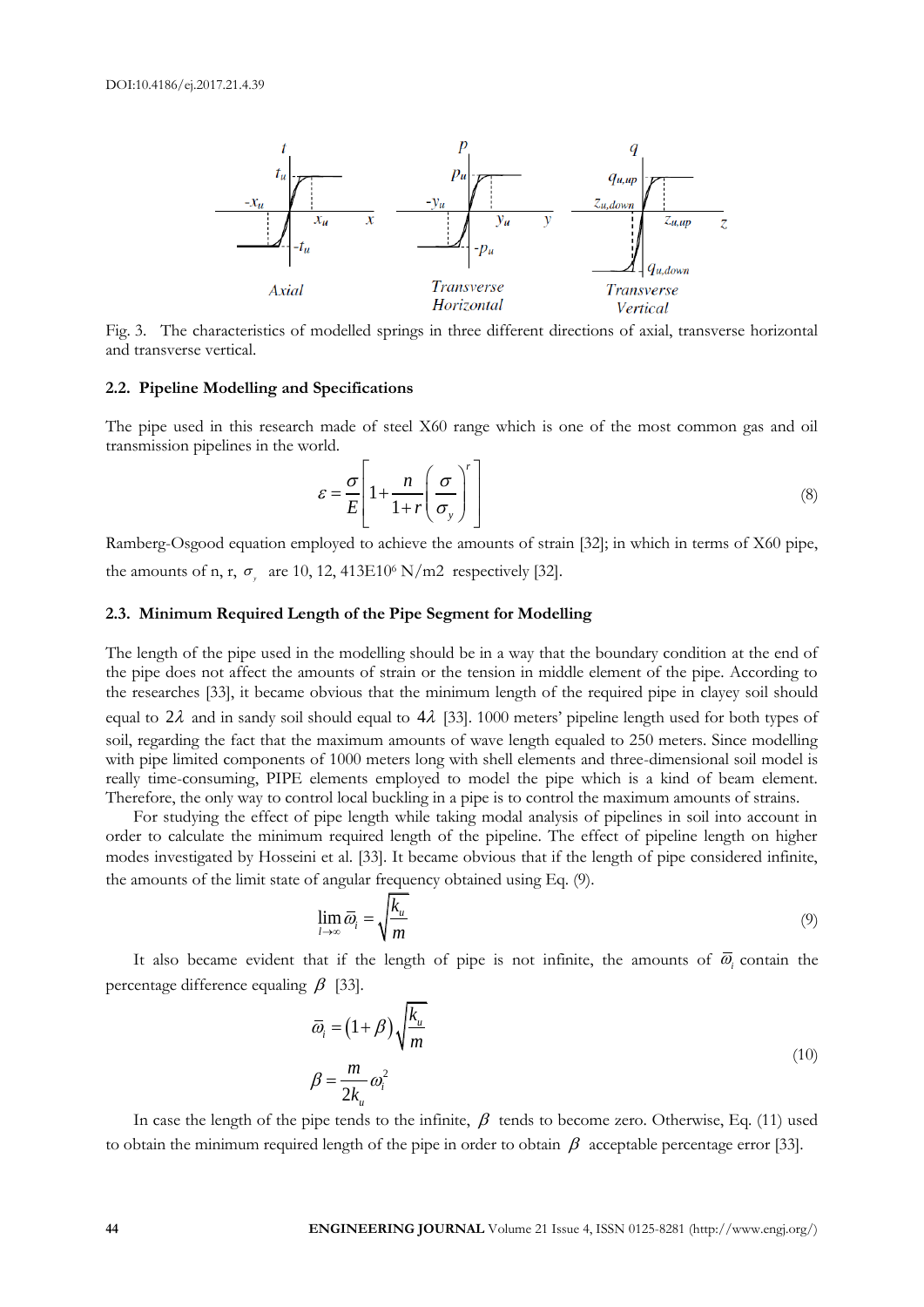Fig. 3. The characteristics of modelled springs in three different directions of axial, transverse horizontal and transverse vertical.

### 2.2. Pipeline Modelling and Specifications

The pipe used in this research made of steel X60 range which is one of the most common gas and oil transmission pipelines in the world.

$$\varepsilon = \frac{\sigma}{E}\left[1 + \frac{n}{1+r}\left(\frac{\sigma}{\sigma_y}\right)^r\right] \tag{8}$$

Ramberg-Osgood equation employed to achieve the amounts of strain [32]; in which in terms of X60 pipe, the amounts of n, r, $\sigma_y$ are 10, 12, 413E10$^6$ N/m2 respectively [32].

### 2.3. Minimum Required Length of the Pipe Segment for Modelling

The length of the pipe used in the modelling should be in a way that the boundary condition at the end of the pipe does not affect the amounts of strain or the tension in middle element of the pipe. According to the researches [33], it became obvious that the minimum length of the required pipe in clayey soil should equal to $2\lambda$ and in sandy soil should equal to $4\lambda$ [33]. 1000 meters' pipeline length used for both types of soil, regarding the fact that the maximum amounts of wave length equaled to 250 meters. Since modelling with pipe limited components of 1000 meters long with shell elements and three-dimensional soil model is really time-consuming, PIPE elements employed to model the pipe which is a kind of beam element. Therefore, the only way to control local buckling in a pipe is to control the maximum amounts of strains.

For studying the effect of pipe length while taking modal analysis of pipelines in soil into account in order to calculate the minimum required length of the pipeline. The effect of pipeline length on higher modes investigated by Hosseini et al. [33]. It became obvious that if the length of pipe considered infinite, the amounts of the limit state of angular frequency obtained using Eq. (9).

$$\lim_{l\to\infty} \bar{\omega}_i = \sqrt{\frac{k_u}{m}} \tag{9}$$

It also became evident that if the length of pipe is not infinite, the amounts of $\bar{\omega}_i$ contain the percentage difference equaling $\beta$ [33].

$$\bar{\omega}_i = (1+\beta)\sqrt{\frac{k_u}{m}}$$
$$\beta = \frac{m}{2k_u}\omega_i^2 \tag{10}$$

In case the length of the pipe tends to the infinite, $\beta$ tends to become zero. Otherwise, Eq. (11) used to obtain the minimum required length of the pipe in order to obtain $\beta$ acceptable percentage error [33].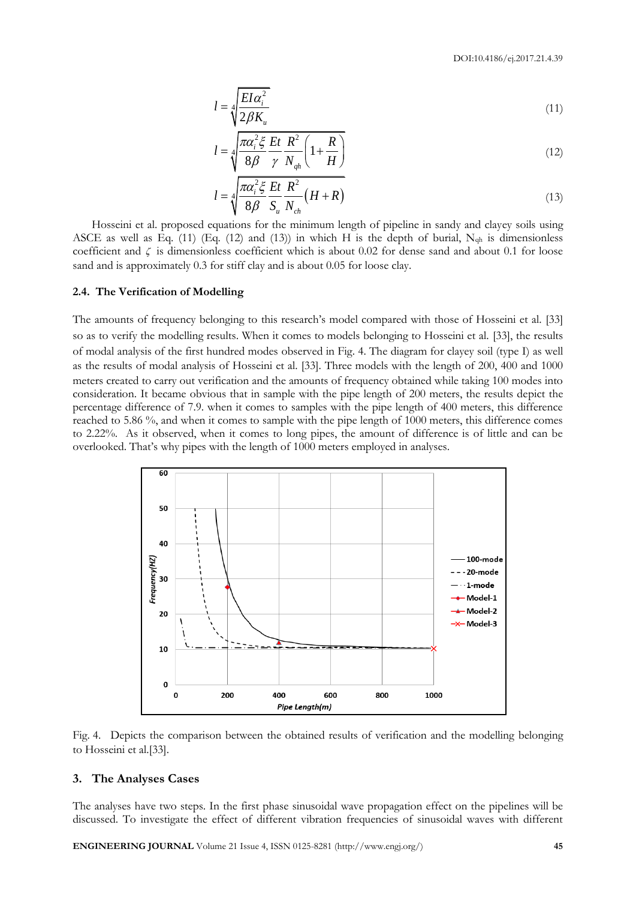$$l = \sqrt[4]{\frac{EI\alpha_i^2}{2\beta K_u}} \tag{11}$$

$$l = \sqrt[4]{\frac{\pi\alpha_i^2\xi}{8\beta}\frac{Et}{\gamma}\frac{R^2}{N_{qh}}\left(1+\frac{R}{H}\right)} \tag{12}$$

$$l = \sqrt[4]{\frac{\pi\alpha_i^2\xi}{8\beta}\frac{Et}{S_u}\frac{R^2}{N_{ch}}\left(H+R\right)} \tag{13}$$

Hosseini et al. proposed equations for the minimum length of pipeline in sandy and clayey soils using ASCE as well as Eq. (11) (Eq. (12) and (13)) in which H is the depth of burial, $N_{qh}$ is dimensionless coefficient and $\zeta$ is dimensionless coefficient which is about 0.02 for dense sand and about 0.1 for loose sand and is approximately 0.3 for stiff clay and is about 0.05 for loose clay.

### 2.4. The Verification of Modelling

The amounts of frequency belonging to this research's model compared with those of Hosseini et al. [33] so as to verify the modelling results. When it comes to models belonging to Hosseini et al. [33], the results of modal analysis of the first hundred modes observed in Fig. 4. The diagram for clayey soil (type I) as well as the results of modal analysis of Hosseini et al. [33]. Three models with the length of 200, 400 and 1000 meters created to carry out verification and the amounts of frequency obtained while taking 100 modes into consideration. It became obvious that in sample with the pipe length of 200 meters, the results depict the percentage difference of 7.9. when it comes to samples with the pipe length of 400 meters, this difference reached to 5.86 %, and when it comes to sample with the pipe length of 1000 meters, this difference comes to 2.22%. As it observed, when it comes to long pipes, the amount of difference is of little and can be overlooked. That's why pipes with the length of 1000 meters employed in analyses.

Fig. 4. Depicts the comparison between the obtained results of verification and the modelling belonging to Hosseini et al.[33].

## 3. The Analyses Cases

The analyses have two steps. In the first phase sinusoidal wave propagation effect on the pipelines will be discussed. To investigate the effect of different vibration frequencies of sinusoidal waves with different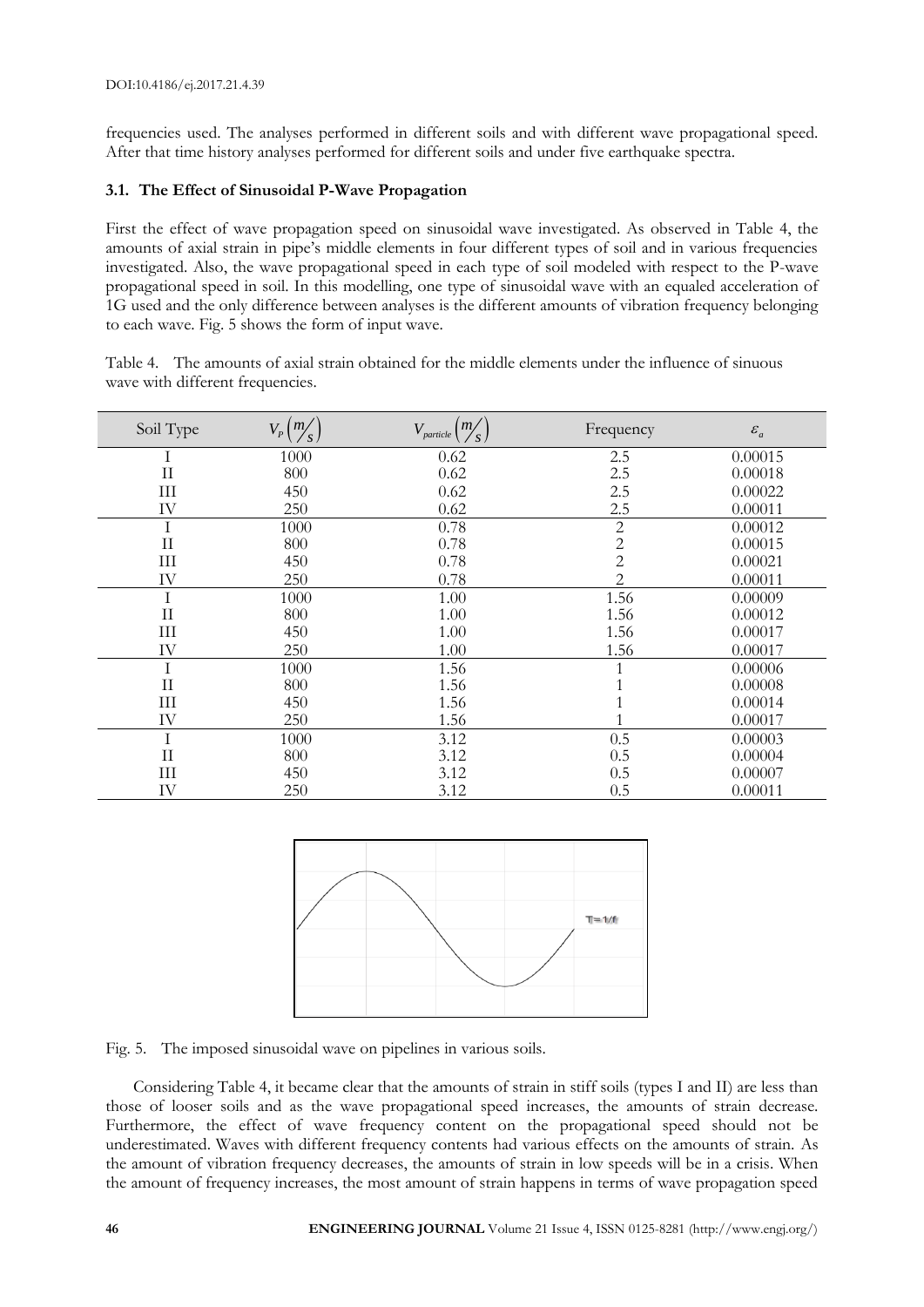frequencies used. The analyses performed in different soils and with different wave propagational speed. After that time history analyses performed for different soils and under five earthquake spectra.

### 3.1. The Effect of Sinusoidal P-Wave Propagation

First the effect of wave propagation speed on sinusoidal wave investigated. As observed in Table 4, the amounts of axial strain in pipe's middle elements in four different types of soil and in various frequencies investigated. Also, the wave propagational speed in each type of soil modeled with respect to the P-wave propagational speed in soil. In this modelling, one type of sinusoidal wave with an equaled acceleration of 1G used and the only difference between analyses is the different amounts of vibration frequency belonging to each wave. Fig. 5 shows the form of input wave.

Table 4. The amounts of axial strain obtained for the middle elements under the influence of sinuous wave with different frequencies.

| Soil Type | $V_P \left(m/s\right)$ | $V_{particle} \left(m/s\right)$ | Frequency | $\varepsilon_a$ |
|---|---|---|---|---|
| I | 1000 | 0.62 | 2.5 | 0.00015 |
| II | 800 | 0.62 | 2.5 | 0.00018 |
| III | 450 | 0.62 | 2.5 | 0.00022 |
| IV | 250 | 0.62 | 2.5 | 0.00011 |
| I | 1000 | 0.78 | 2 | 0.00012 |
| II | 800 | 0.78 | 2 | 0.00015 |
| III | 450 | 0.78 | 2 | 0.00021 |
| IV | 250 | 0.78 | 2 | 0.00011 |
| I | 1000 | 1.00 | 1.56 | 0.00009 |
| II | 800 | 1.00 | 1.56 | 0.00012 |
| III | 450 | 1.00 | 1.56 | 0.00017 |
| IV | 250 | 1.00 | 1.56 | 0.00017 |
| I | 1000 | 1.56 | 1 | 0.00006 |
| II | 800 | 1.56 | 1 | 0.00008 |
| III | 450 | 1.56 | 1 | 0.00014 |
| IV | 250 | 1.56 | 1 | 0.00017 |
| I | 1000 | 3.12 | 0.5 | 0.00003 |
| II | 800 | 3.12 | 0.5 | 0.00004 |
| III | 450 | 3.12 | 0.5 | 0.00007 |
| IV | 250 | 3.12 | 0.5 | 0.00011 |

Fig. 5. The imposed sinusoidal wave on pipelines in various soils.

Considering Table 4, it became clear that the amounts of strain in stiff soils (types I and II) are less than those of looser soils and as the wave propagational speed increases, the amounts of strain decrease. Furthermore, the effect of wave frequency content on the propagational speed should not be underestimated. Waves with different frequency contents had various effects on the amounts of strain. As the amount of vibration frequency decreases, the amounts of strain in low speeds will be in a crisis. When the amount of frequency increases, the most amount of strain happens in terms of wave propagation speed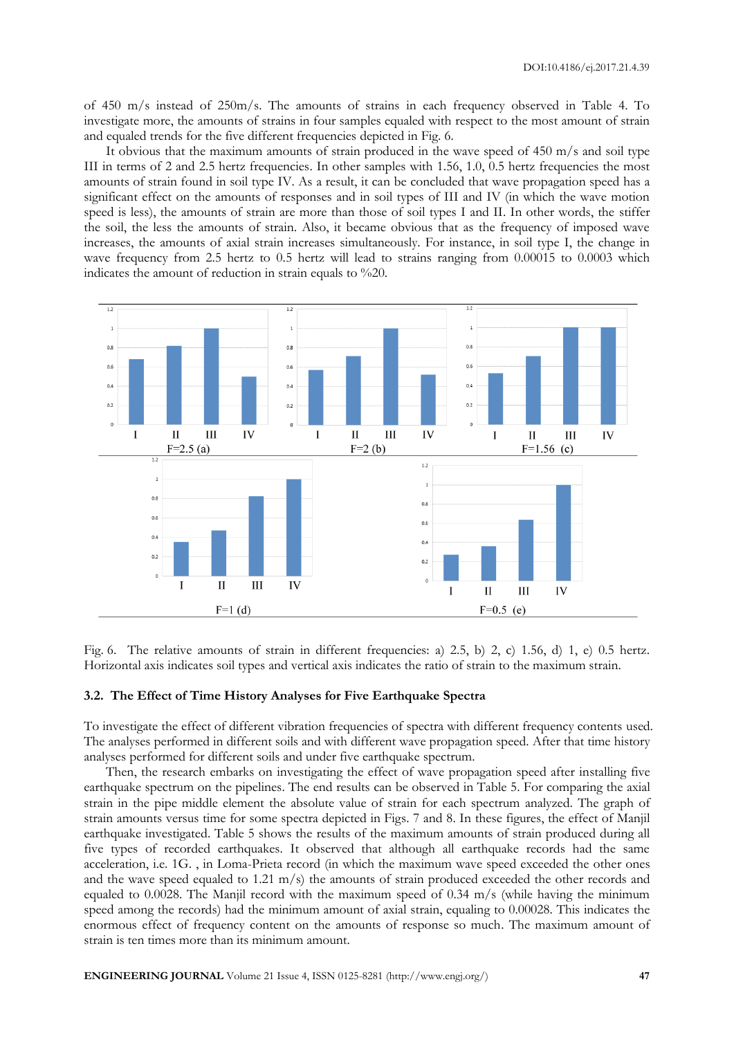of 450 m/s instead of 250m/s. The amounts of strains in each frequency observed in Table 4. To investigate more, the amounts of strains in four samples equaled with respect to the most amount of strain and equaled trends for the five different frequencies depicted in Fig. 6.

It obvious that the maximum amounts of strain produced in the wave speed of 450 m/s and soil type III in terms of 2 and 2.5 hertz frequencies. In other samples with 1.56, 1.0, 0.5 hertz frequencies the most amounts of strain found in soil type IV. As a result, it can be concluded that wave propagation speed has a significant effect on the amounts of responses and in soil types of III and IV (in which the wave motion speed is less), the amounts of strain are more than those of soil types I and II. In other words, the stiffer the soil, the less the amounts of strain. Also, it became obvious that as the frequency of imposed wave increases, the amounts of axial strain increases simultaneously. For instance, in soil type I, the change in wave frequency from 2.5 hertz to 0.5 hertz will lead to strains ranging from 0.00015 to 0.0003 which indicates the amount of reduction in strain equals to %20.

Fig. 6. The relative amounts of strain in different frequencies: a) 2.5, b) 2, c) 1.56, d) 1, e) 0.5 hertz. Horizontal axis indicates soil types and vertical axis indicates the ratio of strain to the maximum strain.

### 3.2. The Effect of Time History Analyses for Five Earthquake Spectra

To investigate the effect of different vibration frequencies of spectra with different frequency contents used. The analyses performed in different soils and with different wave propagation speed. After that time history analyses performed for different soils and under five earthquake spectrum.

Then, the research embarks on investigating the effect of wave propagation speed after installing five earthquake spectrum on the pipelines. The end results can be observed in Table 5. For comparing the axial strain in the pipe middle element the absolute value of strain for each spectrum analyzed. The graph of strain amounts versus time for some spectra depicted in Figs. 7 and 8. In these figures, the effect of Manjil earthquake investigated. Table 5 shows the results of the maximum amounts of strain produced during all five types of recorded earthquakes. It observed that although all earthquake records had the same acceleration, i.e. 1G. , in Loma-Prieta record (in which the maximum wave speed exceeded the other ones and the wave speed equaled to 1.21 m/s) the amounts of strain produced exceeded the other records and equaled to 0.0028. The Manjil record with the maximum speed of 0.34 m/s (while having the minimum speed among the records) had the minimum amount of axial strain, equaling to 0.00028. This indicates the enormous effect of frequency content on the amounts of response so much. The maximum amount of strain is ten times more than its minimum amount.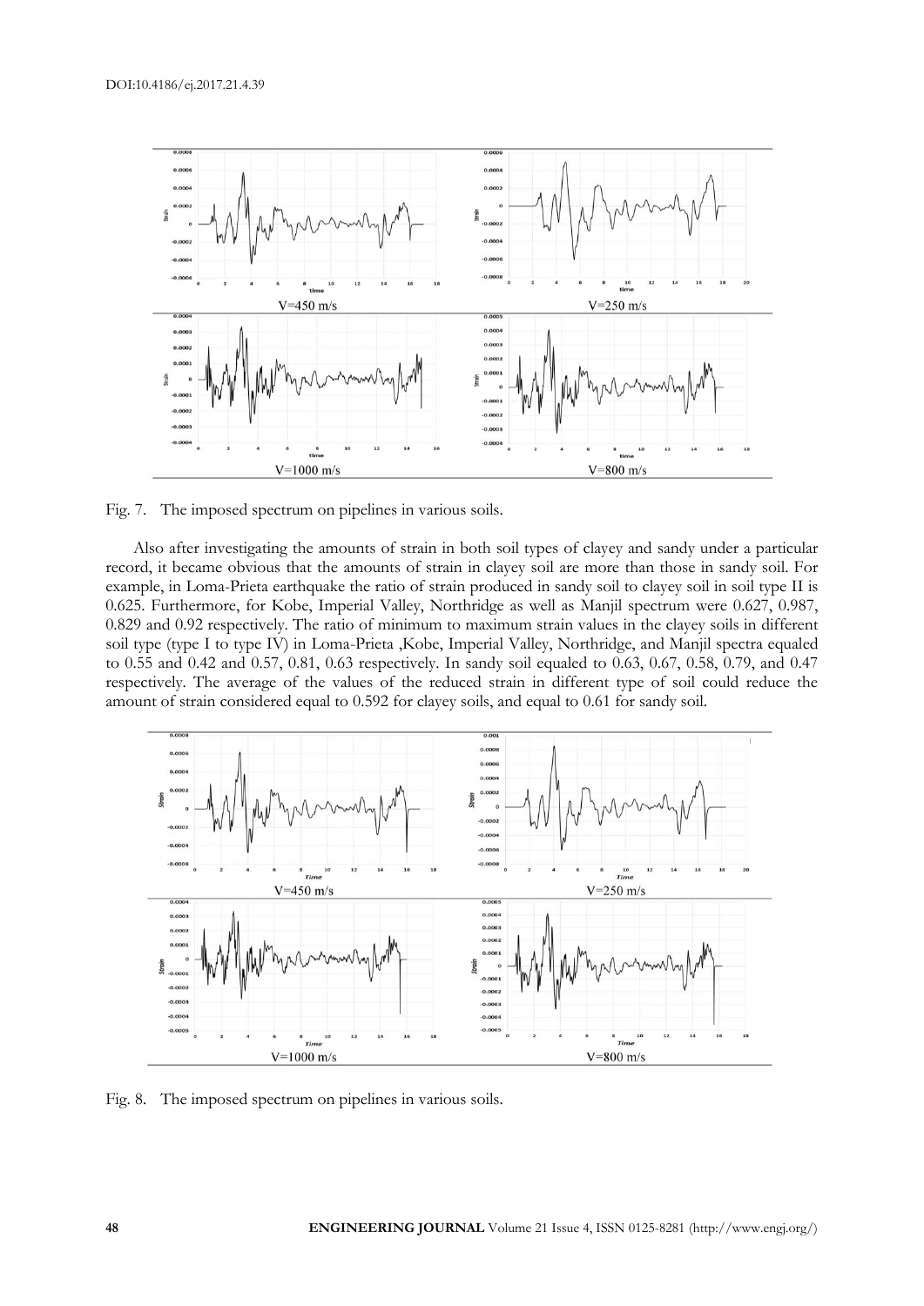Fig. 7. The imposed spectrum on pipelines in various soils.

Also after investigating the amounts of strain in both soil types of clayey and sandy under a particular record, it became obvious that the amounts of strain in clayey soil are more than those in sandy soil. For example, in Loma-Prieta earthquake the ratio of strain produced in sandy soil to clayey soil in soil type II is 0.625. Furthermore, for Kobe, Imperial Valley, Northridge as well as Manjil spectrum were 0.627, 0.987, 0.829 and 0.92 respectively. The ratio of minimum to maximum strain values in the clayey soils in different soil type (type I to type IV) in Loma-Prieta ,Kobe, Imperial Valley, Northridge, and Manjil spectra equaled to 0.55 and 0.42 and 0.57, 0.81, 0.63 respectively. In sandy soil equaled to 0.63, 0.67, 0.58, 0.79, and 0.47 respectively. The average of the values of the reduced strain in different type of soil could reduce the amount of strain considered equal to 0.592 for clayey soils, and equal to 0.61 for sandy soil.

Fig. 8. The imposed spectrum on pipelines in various soils.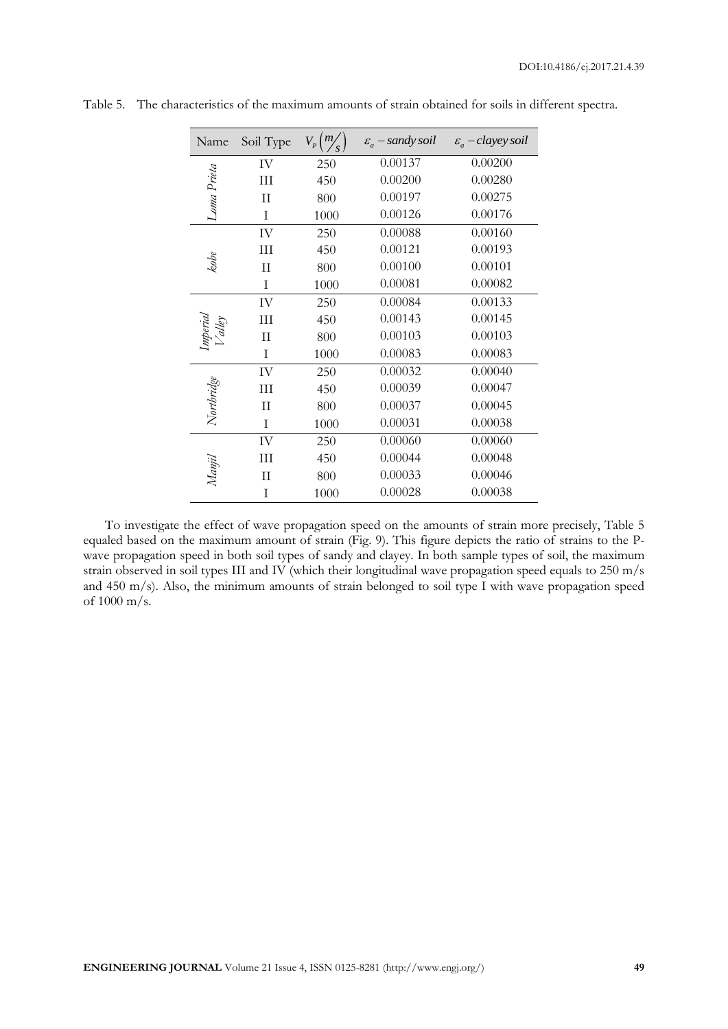Table 5. The characteristics of the maximum amounts of strain obtained for soils in different spectra.

| Name | Soil Type | $V_P\left(\frac{m}{s}\right)$ | $\varepsilon_a - sandy\ soil$ | $\varepsilon_a - clayey\ soil$ |
|---|---|---|---|---|
| *Loma Prieta* | IV | 250 | 0.00137 | 0.00200 |
| | III | 450 | 0.00200 | 0.00280 |
| | II | 800 | 0.00197 | 0.00275 |
| | I | 1000 | 0.00126 | 0.00176 |
| *kobe* | IV | 250 | 0.00088 | 0.00160 |
| | III | 450 | 0.00121 | 0.00193 |
| | II | 800 | 0.00100 | 0.00101 |
| | I | 1000 | 0.00081 | 0.00082 |
| *Imperial Valley* | IV | 250 | 0.00084 | 0.00133 |
| | III | 450 | 0.00143 | 0.00145 |
| | II | 800 | 0.00103 | 0.00103 |
| | I | 1000 | 0.00083 | 0.00083 |
| *Northridge* | IV | 250 | 0.00032 | 0.00040 |
| | III | 450 | 0.00039 | 0.00047 |
| | II | 800 | 0.00037 | 0.00045 |
| | I | 1000 | 0.00031 | 0.00038 |
| *Manjil* | IV | 250 | 0.00060 | 0.00060 |
| | III | 450 | 0.00044 | 0.00048 |
| | II | 800 | 0.00033 | 0.00046 |
| | I | 1000 | 0.00028 | 0.00038 |

To investigate the effect of wave propagation speed on the amounts of strain more precisely, Table 5 equaled based on the maximum amount of strain (Fig. 9). This figure depicts the ratio of strains to the P-wave propagation speed in both soil types of sandy and clayey. In both sample types of soil, the maximum strain observed in soil types III and IV (which their longitudinal wave propagation speed equals to 250 m/s and 450 m/s). Also, the minimum amounts of strain belonged to soil type I with wave propagation speed of 1000 m/s.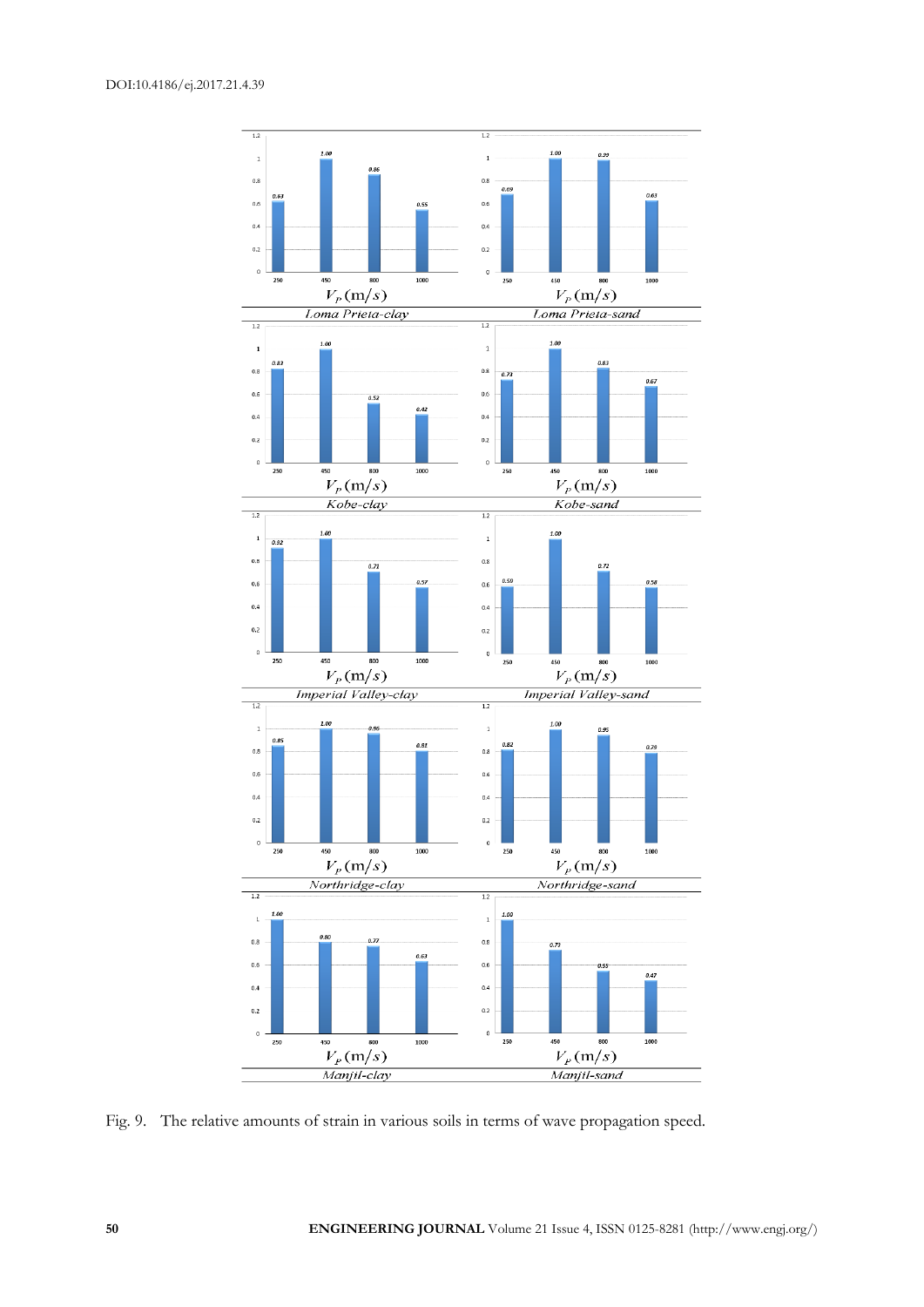Fig. 9. The relative amounts of strain in various soils in terms of wave propagation speed.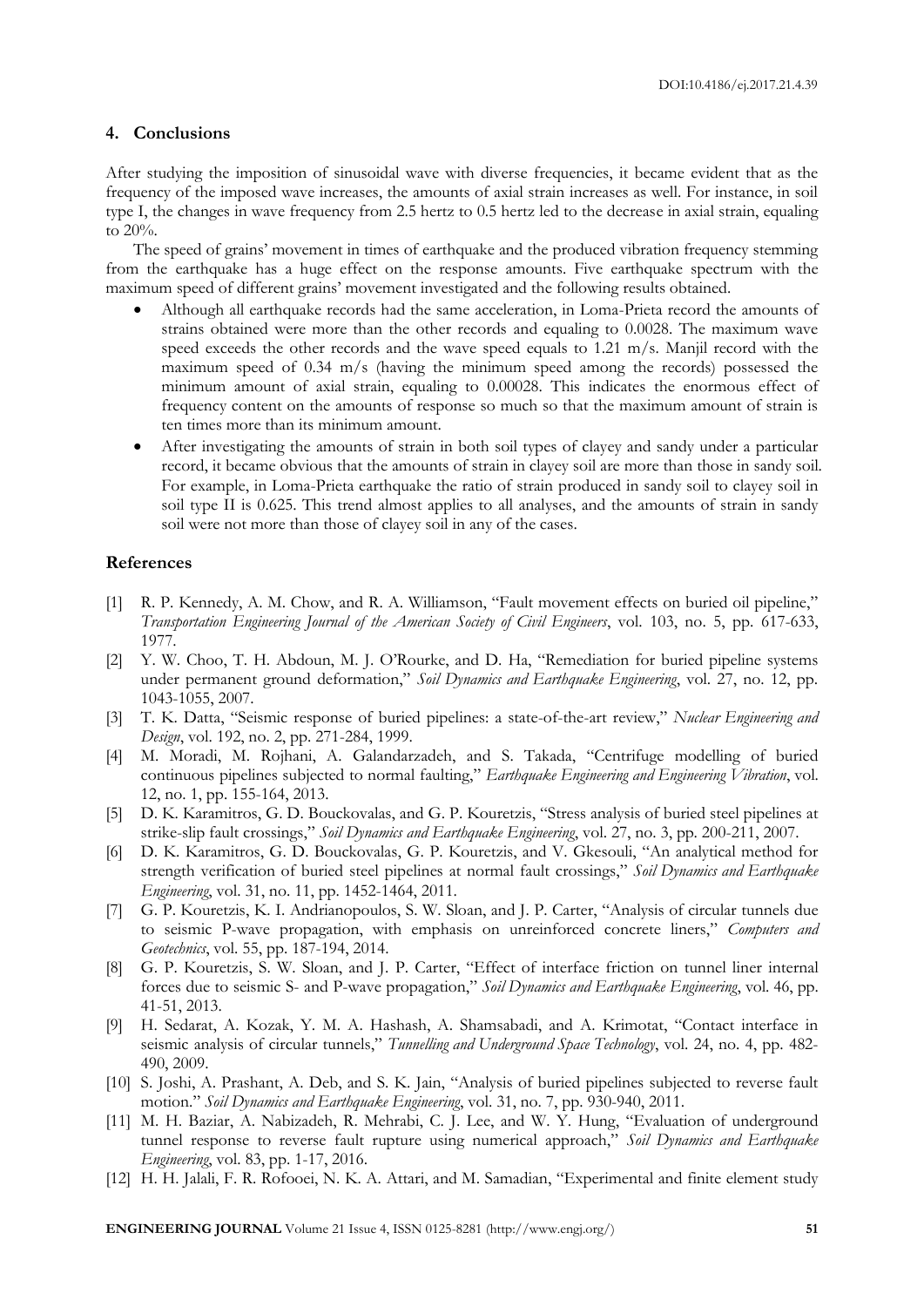## 4. Conclusions

After studying the imposition of sinusoidal wave with diverse frequencies, it became evident that as the frequency of the imposed wave increases, the amounts of axial strain increases as well. For instance, in soil type I, the changes in wave frequency from 2.5 hertz to 0.5 hertz led to the decrease in axial strain, equaling to 20%.

The speed of grains' movement in times of earthquake and the produced vibration frequency stemming from the earthquake has a huge effect on the response amounts. Five earthquake spectrum with the maximum speed of different grains' movement investigated and the following results obtained.

- Although all earthquake records had the same acceleration, in Loma-Prieta record the amounts of strains obtained were more than the other records and equaling to 0.0028. The maximum wave speed exceeds the other records and the wave speed equals to 1.21 m/s. Manjil record with the maximum speed of 0.34 m/s (having the minimum speed among the records) possessed the minimum amount of axial strain, equaling to 0.00028. This indicates the enormous effect of frequency content on the amounts of response so much so that the maximum amount of strain is ten times more than its minimum amount.
- After investigating the amounts of strain in both soil types of clayey and sandy under a particular record, it became obvious that the amounts of strain in clayey soil are more than those in sandy soil. For example, in Loma-Prieta earthquake the ratio of strain produced in sandy soil to clayey soil in soil type II is 0.625. This trend almost applies to all analyses, and the amounts of strain in sandy soil were not more than those of clayey soil in any of the cases.

## References

[1] R. P. Kennedy, A. M. Chow, and R. A. Williamson, "Fault movement effects on buried oil pipeline," *Transportation Engineering Journal of the American Society of Civil Engineers*, vol. 103, no. 5, pp. 617-633, 1977.

[2] Y. W. Choo, T. H. Abdoun, M. J. O'Rourke, and D. Ha, "Remediation for buried pipeline systems under permanent ground deformation," *Soil Dynamics and Earthquake Engineering*, vol. 27, no. 12, pp. 1043-1055, 2007.

[3] T. K. Datta, "Seismic response of buried pipelines: a state-of-the-art review," *Nuclear Engineering and Design*, vol. 192, no. 2, pp. 271-284, 1999.

[4] M. Moradi, M. Rojhani, A. Galandarzadeh, and S. Takada, "Centrifuge modelling of buried continuous pipelines subjected to normal faulting," *Earthquake Engineering and Engineering Vibration*, vol. 12, no. 1, pp. 155-164, 2013.

[5] D. K. Karamitros, G. D. Bouckovalas, and G. P. Kouretzis, "Stress analysis of buried steel pipelines at strike-slip fault crossings," *Soil Dynamics and Earthquake Engineering*, vol. 27, no. 3, pp. 200-211, 2007.

[6] D. K. Karamitros, G. D. Bouckovalas, G. P. Kouretzis, and V. Gkesouli, "An analytical method for strength verification of buried steel pipelines at normal fault crossings," *Soil Dynamics and Earthquake Engineering*, vol. 31, no. 11, pp. 1452-1464, 2011.

[7] G. P. Kouretzis, K. I. Andrianopoulos, S. W. Sloan, and J. P. Carter, "Analysis of circular tunnels due to seismic P-wave propagation, with emphasis on unreinforced concrete liners," *Computers and Geotechnics*, vol. 55, pp. 187-194, 2014.

[8] G. P. Kouretzis, S. W. Sloan, and J. P. Carter, "Effect of interface friction on tunnel liner internal forces due to seismic S- and P-wave propagation," *Soil Dynamics and Earthquake Engineering*, vol. 46, pp. 41-51, 2013.

[9] H. Sedarat, A. Kozak, Y. M. A. Hashash, A. Shamsabadi, and A. Krimotat, "Contact interface in seismic analysis of circular tunnels," *Tunnelling and Underground Space Technology*, vol. 24, no. 4, pp. 482-490, 2009.

[10] S. Joshi, A. Prashant, A. Deb, and S. K. Jain, "Analysis of buried pipelines subjected to reverse fault motion." *Soil Dynamics and Earthquake Engineering*, vol. 31, no. 7, pp. 930-940, 2011.

[11] M. H. Baziar, A. Nabizadeh, R. Mehrabi, C. J. Lee, and W. Y. Hung, "Evaluation of underground tunnel response to reverse fault rupture using numerical approach," *Soil Dynamics and Earthquake Engineering*, vol. 83, pp. 1-17, 2016.

[12] H. H. Jalali, F. R. Rofooei, N. K. A. Attari, and M. Samadian, "Experimental and finite element study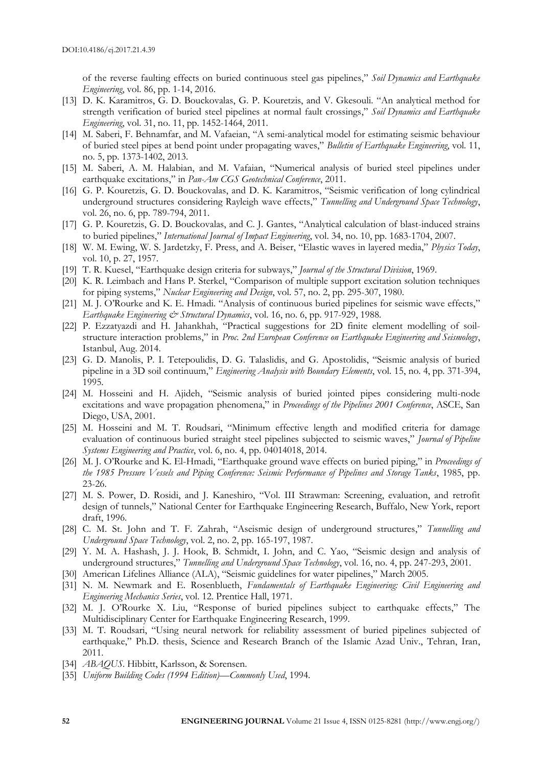of the reverse faulting effects on buried continuous steel gas pipelines," *Soil Dynamics and Earthquake Engineering*, vol. 86, pp. 1-14, 2016.

[13] D. K. Karamitros, G. D. Bouckovalas, G. P. Kouretzis, and V. Gkesouli. "An analytical method for strength verification of buried steel pipelines at normal fault crossings," *Soil Dynamics and Earthquake Engineering*, vol. 31, no. 11, pp. 1452-1464, 2011.

[14] M. Saberi, F. Behnamfar, and M. Vafaeian, "A semi-analytical model for estimating seismic behaviour of buried steel pipes at bend point under propagating waves," *Bulletin of Earthquake Engineering*, vol. 11, no. 5, pp. 1373-1402, 2013.

[15] M. Saberi, A. M. Halabian, and M. Vafaian, "Numerical analysis of buried steel pipelines under earthquake excitations," in *Pan-Am CGS Geotechnical Conference*, 2011.

[16] G. P. Kouretzis, G. D. Bouckovalas, and D. K. Karamitros, "Seismic verification of long cylindrical underground structures considering Rayleigh wave effects," *Tunnelling and Underground Space Technology*, vol. 26, no. 6, pp. 789-794, 2011.

[17] G. P. Kouretzis, G. D. Bouckovalas, and C. J. Gantes, "Analytical calculation of blast-induced strains to buried pipelines," *International Journal of Impact Engineering*, vol. 34, no. 10, pp. 1683-1704, 2007.

[18] W. M. Ewing, W. S. Jardetzky, F. Press, and A. Beiser, "Elastic waves in layered media," *Physics Today*, vol. 10, p. 27, 1957.

[19] T. R. Kuesel, "Earthquake design criteria for subways," *Journal of the Structural Division*, 1969.

[20] K. R. Leimbach and Hans P. Sterkel, "Comparison of multiple support excitation solution techniques for piping systems," *Nuclear Engineering and Design*, vol. 57, no. 2, pp. 295-307, 1980.

[21] M. J. O'Rourke and K. E. Hmadi. "Analysis of continuous buried pipelines for seismic wave effects," *Earthquake Engineering & Structural Dynamics*, vol. 16, no. 6, pp. 917-929, 1988.

[22] P. Ezzatyazdi and H. Jahankhah, "Practical suggestions for 2D finite element modelling of soil-structure interaction problems," in *Proc. 2nd European Conference on Earthquake Engineering and Seismology*, Istanbul, Aug. 2014.

[23] G. D. Manolis, P. I. Tetepoulidis, D. G. Talaslidis, and G. Apostolidis, "Seismic analysis of buried pipeline in a 3D soil continuum," *Engineering Analysis with Boundary Elements*, vol. 15, no. 4, pp. 371-394, 1995.

[24] M. Hosseini and H. Ajideh, "Seismic analysis of buried jointed pipes considering multi-node excitations and wave propagation phenomena," in *Proceedings of the Pipelines 2001 Conference*, ASCE, San Diego, USA, 2001.

[25] M. Hosseini and M. T. Roudsari, "Minimum effective length and modified criteria for damage evaluation of continuous buried straight steel pipelines subjected to seismic waves," *Journal of Pipeline Systems Engineering and Practice*, vol. 6, no. 4, pp. 04014018, 2014.

[26] M. J. O'Rourke and K. El-Hmadi, "Earthquake ground wave effects on buried piping," in *Proceedings of the 1985 Pressure Vessels and Piping Conference: Seismic Performance of Pipelines and Storage Tanks*, 1985, pp. 23-26.

[27] M. S. Power, D. Rosidi, and J. Kaneshiro, "Vol. III Strawman: Screening, evaluation, and retrofit design of tunnels," National Center for Earthquake Engineering Research, Buffalo, New York, report draft, 1996.

[28] C. M. St. John and T. F. Zahrah, "Aseismic design of underground structures," *Tunnelling and Underground Space Technology*, vol. 2, no. 2, pp. 165-197, 1987.

[29] Y. M. A. Hashash, J. J. Hook, B. Schmidt, I. John, and C. Yao, "Seismic design and analysis of underground structures," *Tunnelling and Underground Space Technology*, vol. 16, no. 4, pp. 247-293, 2001.

[30] American Lifelines Alliance (ALA), "Seismic guidelines for water pipelines," March 2005.

[31] N. M. Newmark and E. Rosenblueth, *Fundamentals of Earthquake Engineering: Civil Engineering and Engineering Mechanics Series*, vol. 12. Prentice Hall, 1971.

[32] M. J. O'Rourke X. Liu, "Response of buried pipelines subject to earthquake effects," The Multidisciplinary Center for Earthquake Engineering Research, 1999.

[33] M. T. Roudsari, "Using neural network for reliability assessment of buried pipelines subjected of earthquake," Ph.D. thesis, Science and Research Branch of the Islamic Azad Univ., Tehran, Iran, 2011.

[34] *ABAQUS*. Hibbitt, Karlsson, & Sorensen.

[35] *Uniform Building Codes (1994 Edition)—Commonly Used*, 1994.